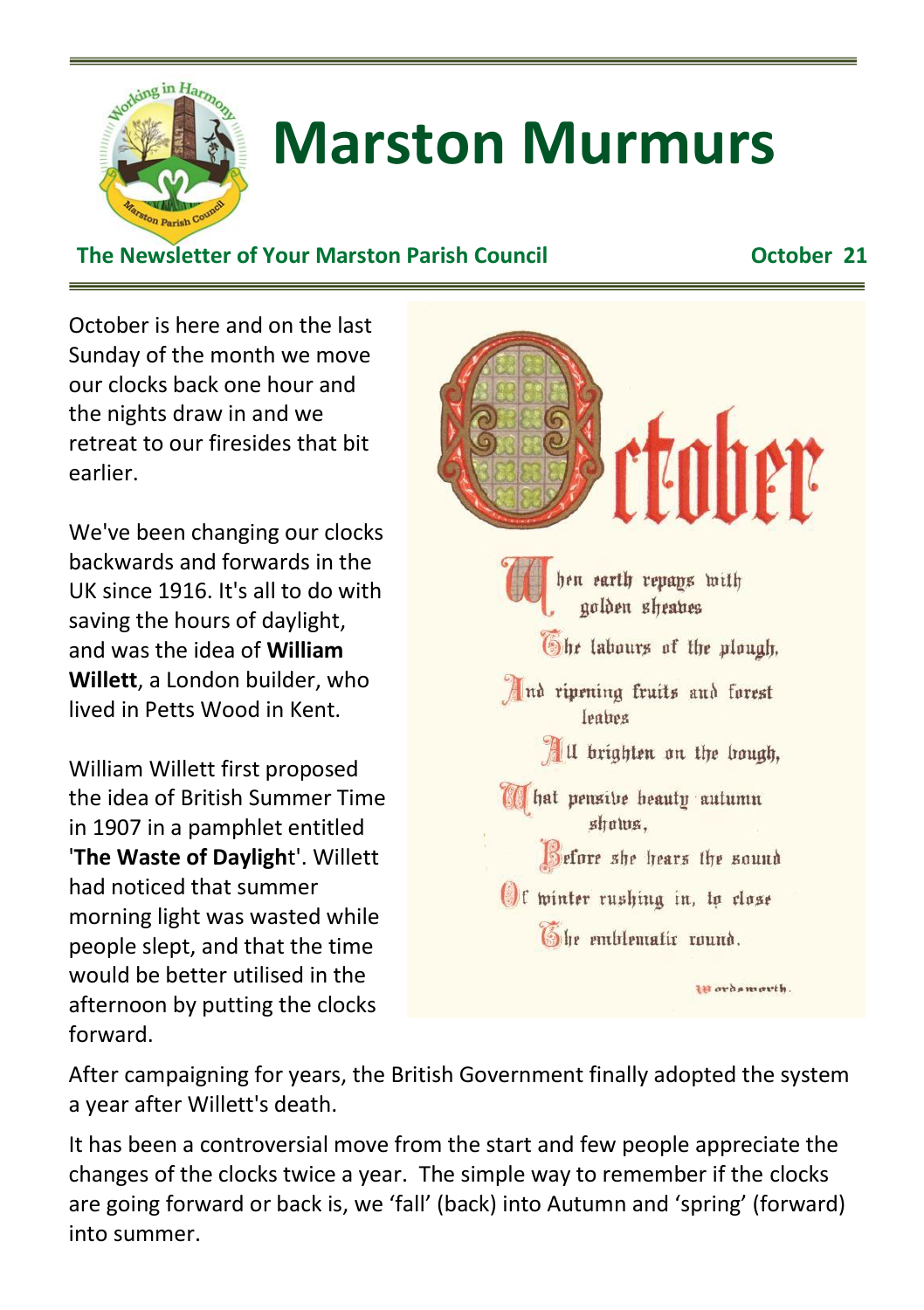# Marston Murmurs

**The Newsletter of Your Marston Parish Council** **October 21**

October is here and on the last Sunday of the month we move our clocks back one hour and the nights draw in and we retreat to our firesides that bit earlier.

We've been changing our clocks backwards and forwards in the UK since 1916. It's all to do with saving the hours of daylight, and was the idea of **William Willett**, a London builder, who lived in Petts Wood in Kent.

William Willett first proposed the idea of British Summer Time in 1907 in a pamphlet entitled '**The Waste of Daylight**'. Willett had noticed that summer morning light was wasted while people slept, and that the time would be better utilised in the afternoon by putting the clocks forward.

October

When earth repays with golden sheaves
The labours of the plough,
And ripening fruits and forest leaves
All brighten on the bough,
What pensive beauty autumn shows,
Before she hears the sound
Of winter rushing in, to close
The emblematic round.

Wordsworth.

After campaigning for years, the British Government finally adopted the system a year after Willett's death.

It has been a controversial move from the start and few people appreciate the changes of the clocks twice a year. The simple way to remember if the clocks are going forward or back is, we 'fall' (back) into Autumn and 'spring' (forward) into summer.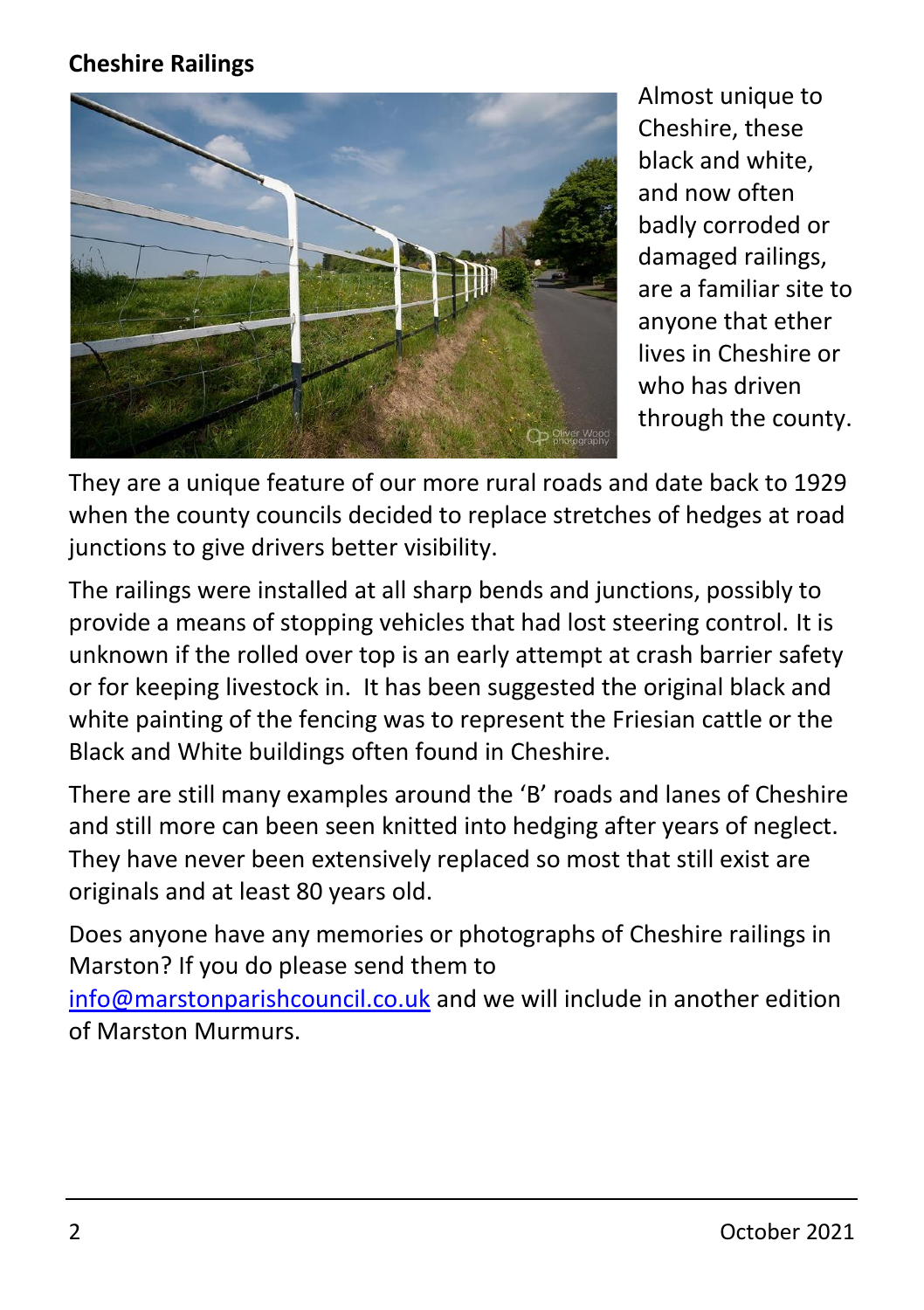**Cheshire Railings**

Almost unique to Cheshire, these black and white, and now often badly corroded or damaged railings, are a familiar site to anyone that ether lives in Cheshire or who has driven through the county.

They are a unique feature of our more rural roads and date back to 1929 when the county councils decided to replace stretches of hedges at road junctions to give drivers better visibility.

The railings were installed at all sharp bends and junctions, possibly to provide a means of stopping vehicles that had lost steering control. It is unknown if the rolled over top is an early attempt at crash barrier safety or for keeping livestock in. It has been suggested the original black and white painting of the fencing was to represent the Friesian cattle or the Black and White buildings often found in Cheshire.

There are still many examples around the 'B' roads and lanes of Cheshire and still more can been seen knitted into hedging after years of neglect. They have never been extensively replaced so most that still exist are originals and at least 80 years old.

Does anyone have any memories or photographs of Cheshire railings in Marston? If you do please send them to info@marstonparishcouncil.co.uk and we will include in another edition of Marston Murmurs.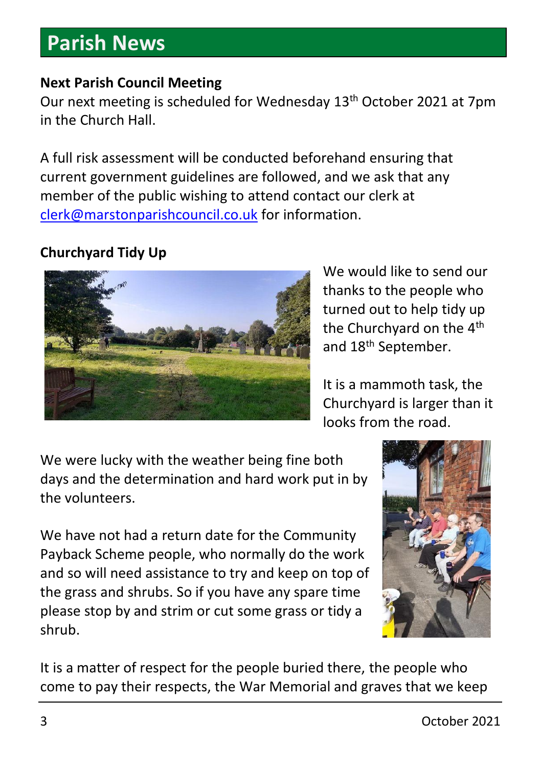# Parish News

**Next Parish Council Meeting**

Our next meeting is scheduled for Wednesday 13th October 2021 at 7pm in the Church Hall.

A full risk assessment will be conducted beforehand ensuring that current government guidelines are followed, and we ask that any member of the public wishing to attend contact our clerk at clerk@marstonparishcouncil.co.uk for information.

**Churchyard Tidy Up**

We would like to send our thanks to the people who turned out to help tidy up the Churchyard on the 4th and 18th September.

It is a mammoth task, the Churchyard is larger than it looks from the road.

We were lucky with the weather being fine both days and the determination and hard work put in by the volunteers.

We have not had a return date for the Community Payback Scheme people, who normally do the work and so will need assistance to try and keep on top of the grass and shrubs. So if you have any spare time please stop by and strim or cut some grass or tidy a shrub.

It is a matter of respect for the people buried there, the people who come to pay their respects, the War Memorial and graves that we keep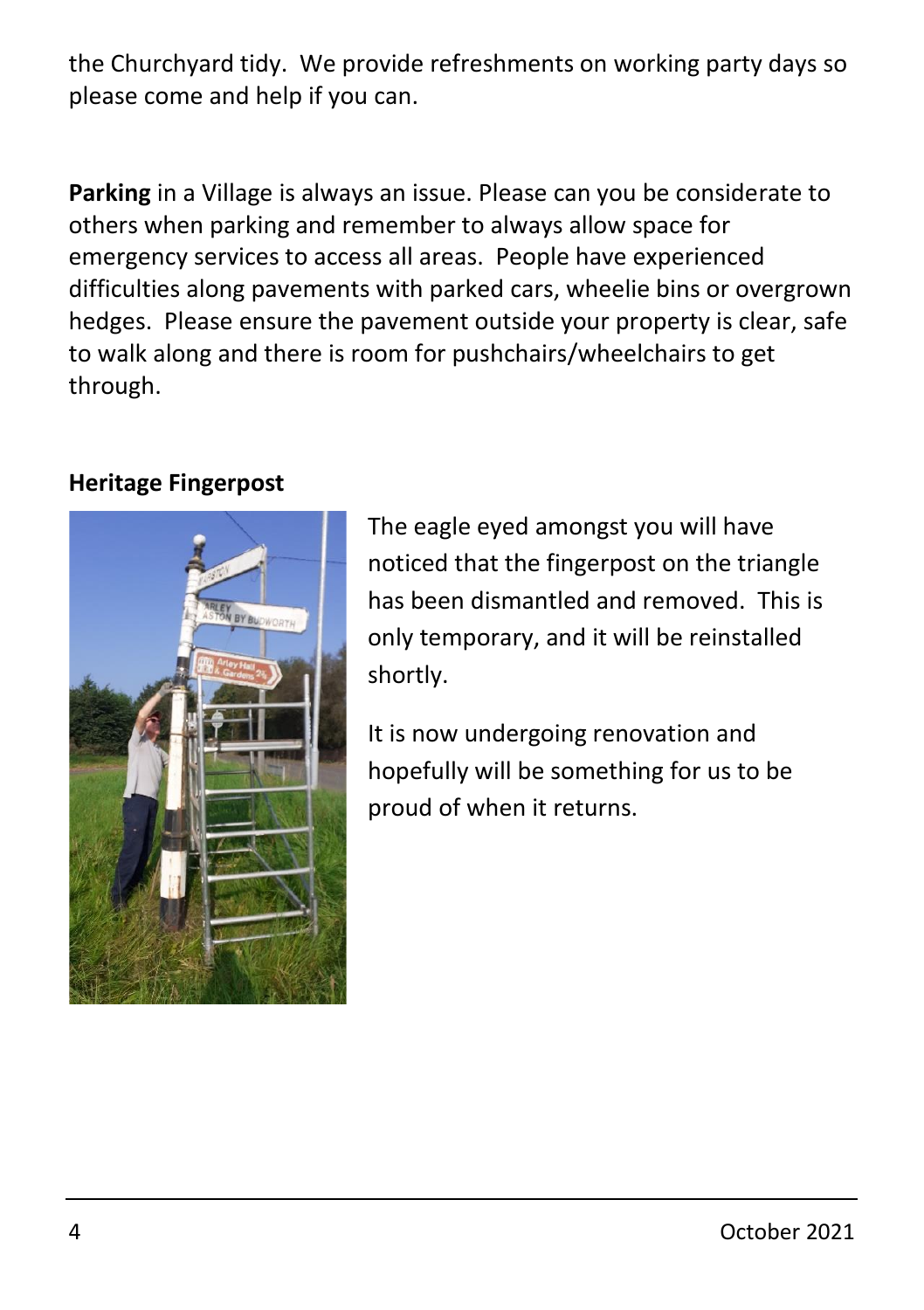the Churchyard tidy. We provide refreshments on working party days so please come and help if you can.

**Parking** in a Village is always an issue. Please can you be considerate to others when parking and remember to always allow space for emergency services to access all areas. People have experienced difficulties along pavements with parked cars, wheelie bins or overgrown hedges. Please ensure the pavement outside your property is clear, safe to walk along and there is room for pushchairs/wheelchairs to get through.

**Heritage Fingerpost**

The eagle eyed amongst you will have noticed that the fingerpost on the triangle has been dismantled and removed. This is only temporary, and it will be reinstalled shortly.

It is now undergoing renovation and hopefully will be something for us to be proud of when it returns.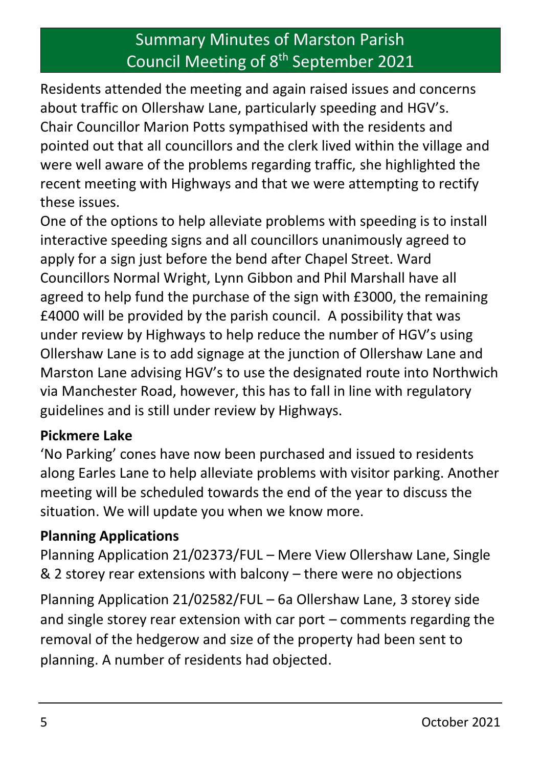# Summary Minutes of Marston Parish Council Meeting of 8th September 2021

Residents attended the meeting and again raised issues and concerns about traffic on Ollershaw Lane, particularly speeding and HGV's. Chair Councillor Marion Potts sympathised with the residents and pointed out that all councillors and the clerk lived within the village and were well aware of the problems regarding traffic, she highlighted the recent meeting with Highways and that we were attempting to rectify these issues.

One of the options to help alleviate problems with speeding is to install interactive speeding signs and all councillors unanimously agreed to apply for a sign just before the bend after Chapel Street. Ward Councillors Normal Wright, Lynn Gibbon and Phil Marshall have all agreed to help fund the purchase of the sign with £3000, the remaining £4000 will be provided by the parish council. A possibility that was under review by Highways to help reduce the number of HGV's using Ollershaw Lane is to add signage at the junction of Ollershaw Lane and Marston Lane advising HGV's to use the designated route into Northwich via Manchester Road, however, this has to fall in line with regulatory guidelines and is still under review by Highways.

**Pickmere Lake**

'No Parking' cones have now been purchased and issued to residents along Earles Lane to help alleviate problems with visitor parking. Another meeting will be scheduled towards the end of the year to discuss the situation. We will update you when we know more.

**Planning Applications**

Planning Application 21/02373/FUL – Mere View Ollershaw Lane, Single & 2 storey rear extensions with balcony – there were no objections

Planning Application 21/02582/FUL – 6a Ollershaw Lane, 3 storey side and single storey rear extension with car port – comments regarding the removal of the hedgerow and size of the property had been sent to planning. A number of residents had objected.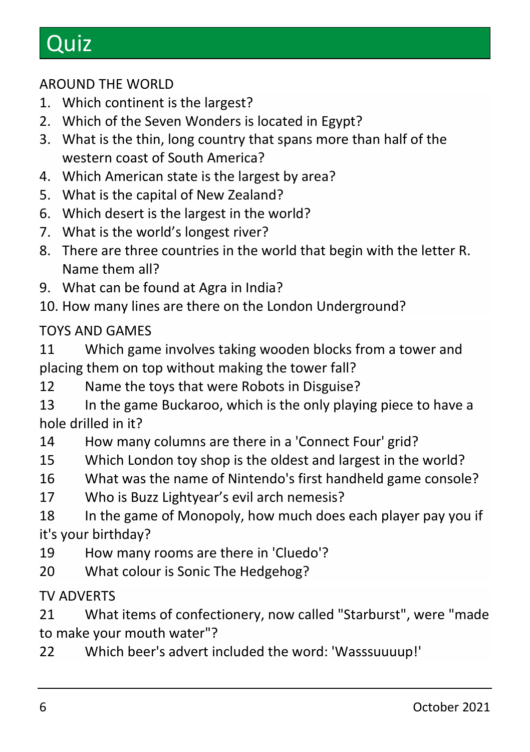# Quiz

AROUND THE WORLD

1. Which continent is the largest?
2. Which of the Seven Wonders is located in Egypt?
3. What is the thin, long country that spans more than half of the western coast of South America?
4. Which American state is the largest by area?
5. What is the capital of New Zealand?
6. Which desert is the largest in the world?
7. What is the world's longest river?
8. There are three countries in the world that begin with the letter R. Name them all?
9. What can be found at Agra in India?
10. How many lines are there on the London Underground?

TOYS AND GAMES

11 Which game involves taking wooden blocks from a tower and placing them on top without making the tower fall?

12 Name the toys that were Robots in Disguise?

13 In the game Buckaroo, which is the only playing piece to have a hole drilled in it?

14 How many columns are there in a 'Connect Four' grid?

15 Which London toy shop is the oldest and largest in the world?

16 What was the name of Nintendo's first handheld game console?

17 Who is Buzz Lightyear's evil arch nemesis?

18 In the game of Monopoly, how much does each player pay you if it's your birthday?

19 How many rooms are there in 'Cluedo'?

20 What colour is Sonic The Hedgehog?

TV ADVERTS

21 What items of confectionery, now called "Starburst", were "made to make your mouth water"?

22 Which beer's advert included the word: 'Wasssuuuup!'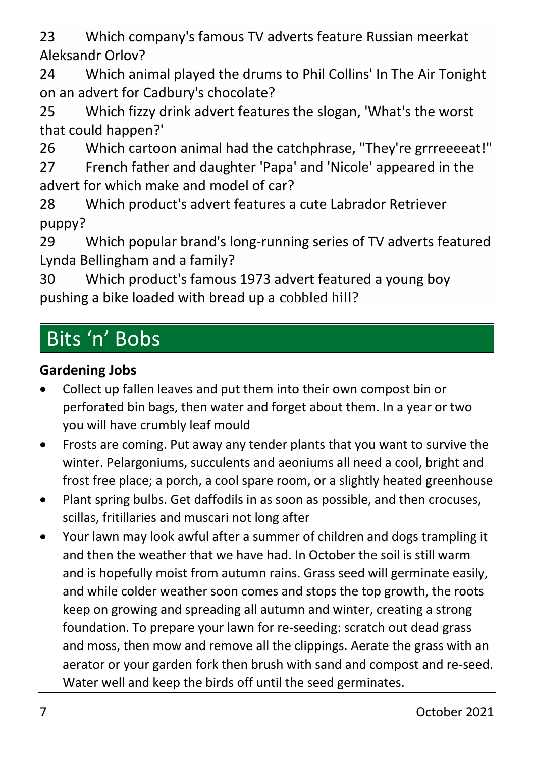23 Which company's famous TV adverts feature Russian meerkat Aleksandr Orlov?

24 Which animal played the drums to Phil Collins' In The Air Tonight on an advert for Cadbury's chocolate?

25 Which fizzy drink advert features the slogan, 'What's the worst that could happen?'

26 Which cartoon animal had the catchphrase, "They're grrreeeeat!"

27 French father and daughter 'Papa' and 'Nicole' appeared in the advert for which make and model of car?

28 Which product's advert features a cute Labrador Retriever puppy?

29 Which popular brand's long-running series of TV adverts featured Lynda Bellingham and a family?

30 Which product's famous 1973 advert featured a young boy pushing a bike loaded with bread up a cobbled hill?

# Bits 'n' Bobs

**Gardening Jobs**

- Collect up fallen leaves and put them into their own compost bin or perforated bin bags, then water and forget about them. In a year or two you will have crumbly leaf mould
- Frosts are coming. Put away any tender plants that you want to survive the winter. Pelargoniums, succulents and aeoniums all need a cool, bright and frost free place; a porch, a cool spare room, or a slightly heated greenhouse
- Plant spring bulbs. Get daffodils in as soon as possible, and then crocuses, scillas, fritillaries and muscari not long after
- Your lawn may look awful after a summer of children and dogs trampling it and then the weather that we have had. In October the soil is still warm and is hopefully moist from autumn rains. Grass seed will germinate easily, and while colder weather soon comes and stops the top growth, the roots keep on growing and spreading all autumn and winter, creating a strong foundation. To prepare your lawn for re-seeding: scratch out dead grass and moss, then mow and remove all the clippings. Aerate the grass with an aerator or your garden fork then brush with sand and compost and re-seed. Water well and keep the birds off until the seed germinates.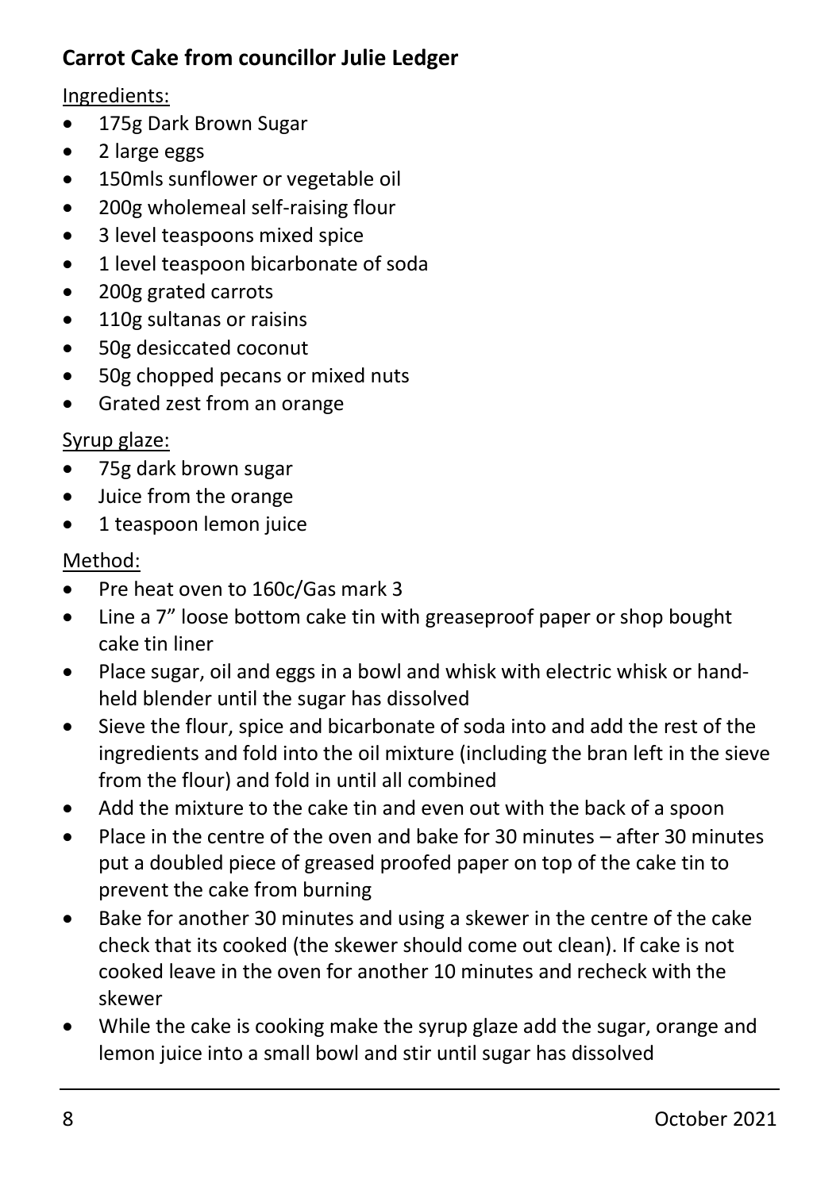**Carrot Cake from councillor Julie Ledger**

Ingredients:

- 175g Dark Brown Sugar
- 2 large eggs
- 150mls sunflower or vegetable oil
- 200g wholemeal self-raising flour
- 3 level teaspoons mixed spice
- 1 level teaspoon bicarbonate of soda
- 200g grated carrots
- 110g sultanas or raisins
- 50g desiccated coconut
- 50g chopped pecans or mixed nuts
- Grated zest from an orange

Syrup glaze:

- 75g dark brown sugar
- Juice from the orange
- 1 teaspoon lemon juice

Method:

- Pre heat oven to 160c/Gas mark 3
- Line a 7" loose bottom cake tin with greaseproof paper or shop bought cake tin liner
- Place sugar, oil and eggs in a bowl and whisk with electric whisk or hand-held blender until the sugar has dissolved
- Sieve the flour, spice and bicarbonate of soda into and add the rest of the ingredients and fold into the oil mixture (including the bran left in the sieve from the flour) and fold in until all combined
- Add the mixture to the cake tin and even out with the back of a spoon
- Place in the centre of the oven and bake for 30 minutes – after 30 minutes put a doubled piece of greased proofed paper on top of the cake tin to prevent the cake from burning
- Bake for another 30 minutes and using a skewer in the centre of the cake check that its cooked (the skewer should come out clean). If cake is not cooked leave in the oven for another 10 minutes and recheck with the skewer
- While the cake is cooking make the syrup glaze add the sugar, orange and lemon juice into a small bowl and stir until sugar has dissolved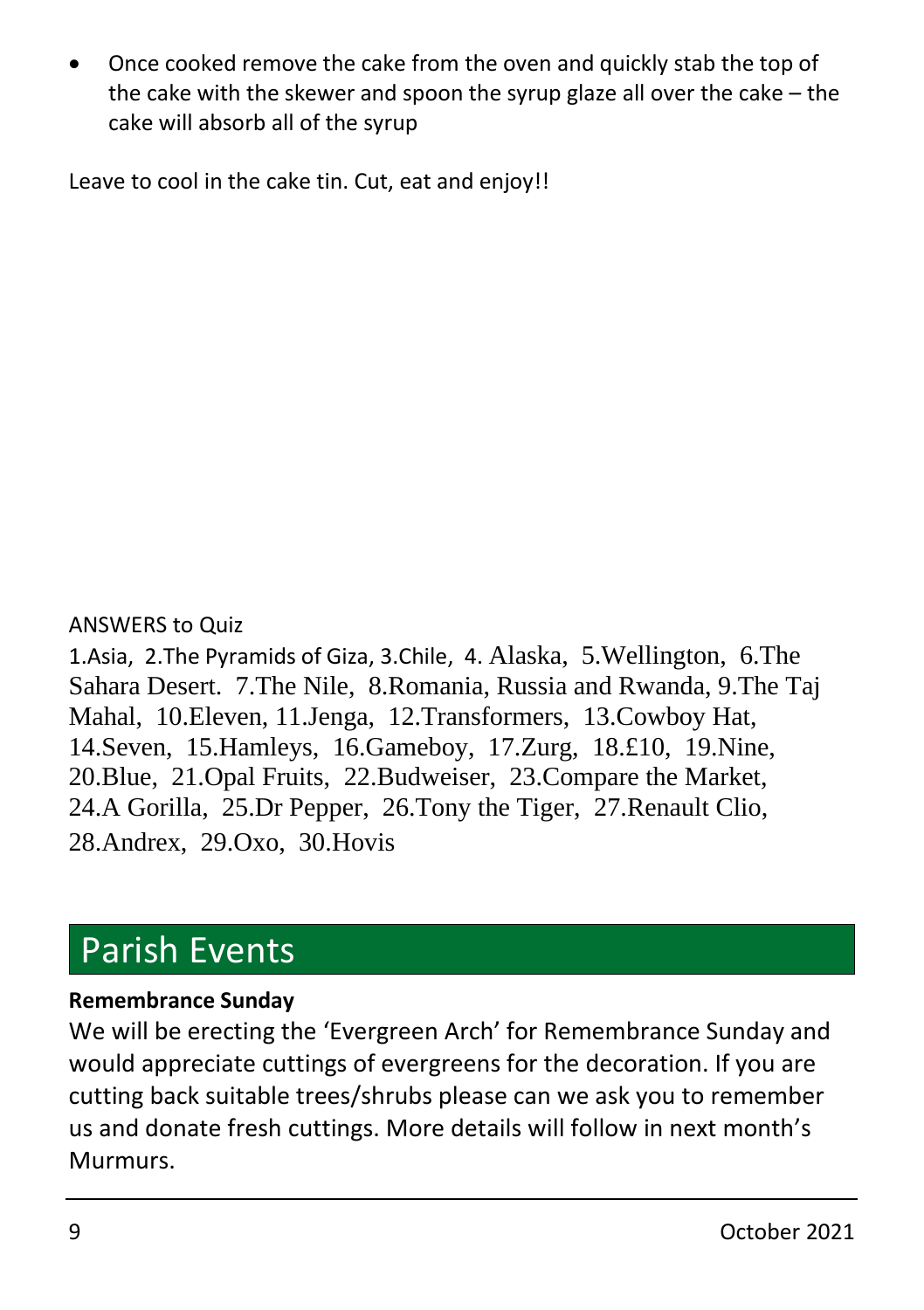- Once cooked remove the cake from the oven and quickly stab the top of the cake with the skewer and spoon the syrup glaze all over the cake – the cake will absorb all of the syrup

Leave to cool in the cake tin. Cut, eat and enjoy!!

ANSWERS to Quiz

1.Asia, 2.The Pyramids of Giza, 3.Chile, 4. Alaska, 5.Wellington, 6.The Sahara Desert. 7.The Nile, 8.Romania, Russia and Rwanda, 9.The Taj Mahal, 10.Eleven, 11.Jenga, 12.Transformers, 13.Cowboy Hat, 14.Seven, 15.Hamleys, 16.Gameboy, 17.Zurg, 18.£10, 19.Nine, 20.Blue, 21.Opal Fruits, 22.Budweiser, 23.Compare the Market, 24.A Gorilla, 25.Dr Pepper, 26.Tony the Tiger, 27.Renault Clio, 28.Andrex, 29.Oxo, 30.Hovis

# Parish Events

**Remembrance Sunday**

We will be erecting the 'Evergreen Arch' for Remembrance Sunday and would appreciate cuttings of evergreens for the decoration. If you are cutting back suitable trees/shrubs please can we ask you to remember us and donate fresh cuttings. More details will follow in next month's Murmurs.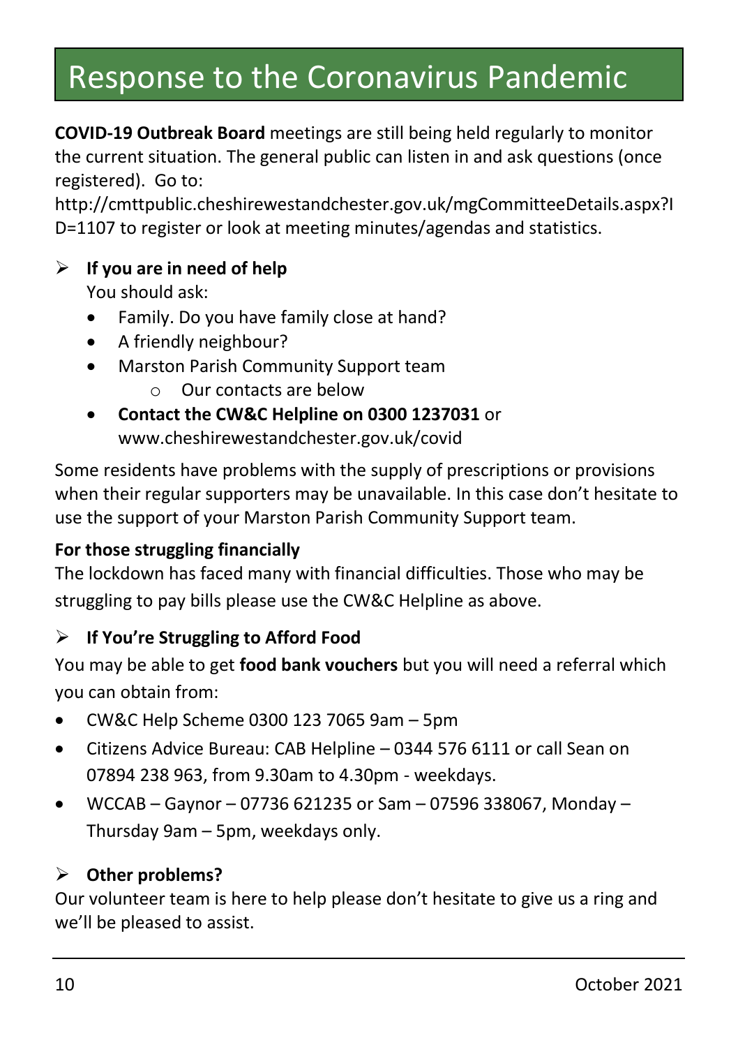# Response to the Coronavirus Pandemic

**COVID-19 Outbreak Board** meetings are still being held regularly to monitor the current situation. The general public can listen in and ask questions (once registered). Go to: http://cmttpublic.cheshirewestandchester.gov.uk/mgCommitteeDetails.aspx?ID=1107 to register or look at meeting minutes/agendas and statistics.

- **If you are in need of help**

  You should ask:

  - Family. Do you have family close at hand?
  - A friendly neighbour?
  - Marston Parish Community Support team
    - Our contacts are below
  - **Contact the CW&C Helpline on 0300 1237031** or www.cheshirewestandchester.gov.uk/covid

Some residents have problems with the supply of prescriptions or provisions when their regular supporters may be unavailable. In this case don't hesitate to use the support of your Marston Parish Community Support team.

**For those struggling financially**

The lockdown has faced many with financial difficulties. Those who may be struggling to pay bills please use the CW&C Helpline as above.

- **If You're Struggling to Afford Food**

You may be able to get **food bank vouchers** but you will need a referral which you can obtain from:

- CW&C Help Scheme 0300 123 7065 9am – 5pm
- Citizens Advice Bureau: CAB Helpline – 0344 576 6111 or call Sean on 07894 238 963, from 9.30am to 4.30pm - weekdays.
- WCCAB – Gaynor – 07736 621235 or Sam – 07596 338067, Monday – Thursday 9am – 5pm, weekdays only.

- **Other problems?**

Our volunteer team is here to help please don't hesitate to give us a ring and we'll be pleased to assist.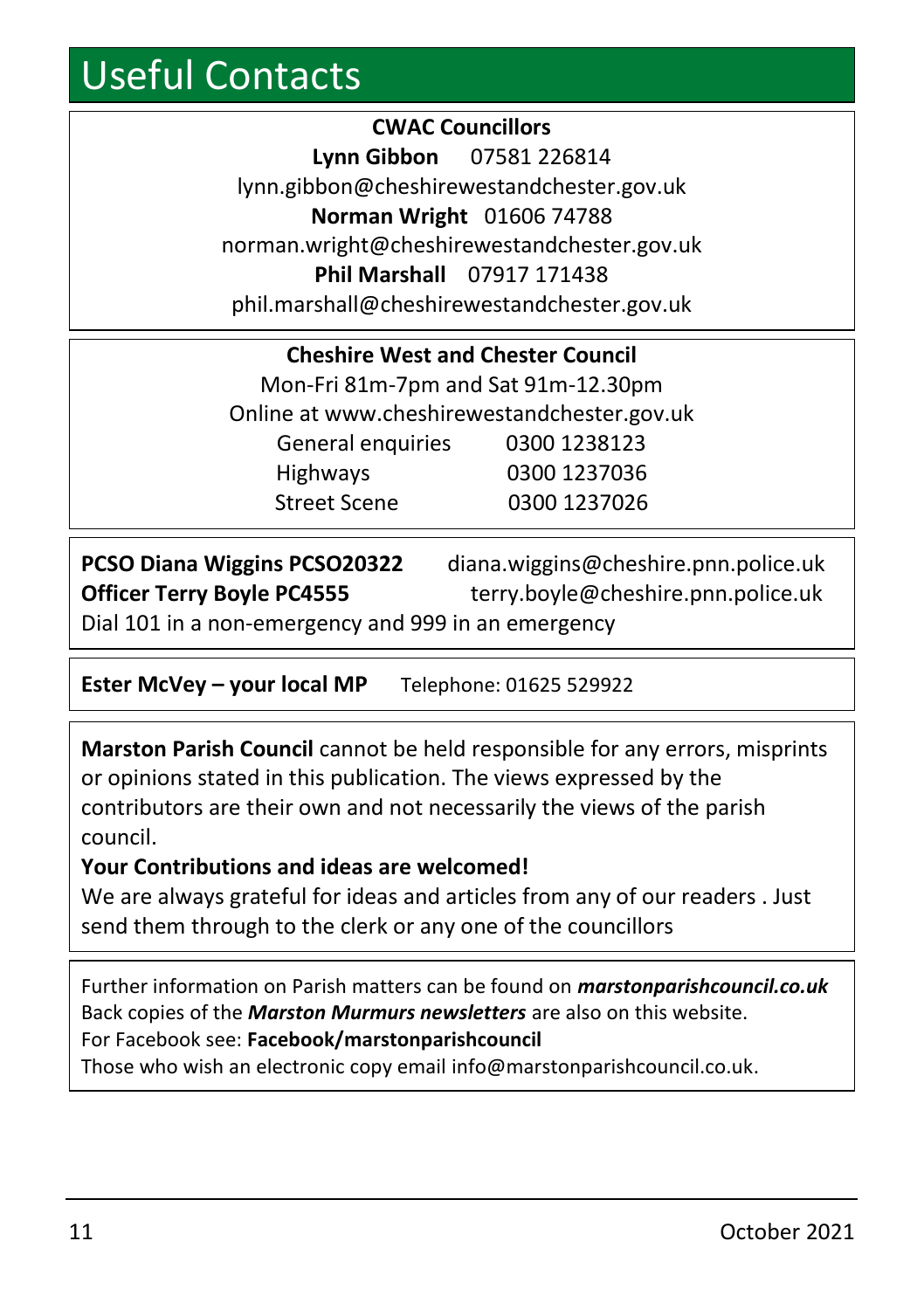# Useful Contacts

**CWAC Councillors**

**Lynn Gibbon** 07581 226814
lynn.gibbon@cheshirewestandchester.gov.uk

**Norman Wright** 01606 74788
norman.wright@cheshirewestandchester.gov.uk

**Phil Marshall** 07917 171438
phil.marshall@cheshirewestandchester.gov.uk

**Cheshire West and Chester Council**

Mon-Fri 81m-7pm and Sat 91m-12.30pm
Online at www.cheshirewestandchester.gov.uk

| | |
|---|---|
| General enquiries | 0300 1238123 |
| Highways | 0300 1237036 |
| Street Scene | 0300 1237026 |

**PCSO Diana Wiggins PCSO20322** diana.wiggins@cheshire.pnn.police.uk
**Officer Terry Boyle PC4555** terry.boyle@cheshire.pnn.police.uk
Dial 101 in a non-emergency and 999 in an emergency

**Ester McVey – your local MP** Telephone: 01625 529922

**Marston Parish Council** cannot be held responsible for any errors, misprints or opinions stated in this publication. The views expressed by the contributors are their own and not necessarily the views of the parish council.

**Your Contributions and ideas are welcomed!**
We are always grateful for ideas and articles from any of our readers . Just send them through to the clerk or any one of the councillors

Further information on Parish matters can be found on ***marstonparishcouncil.co.uk***
Back copies of the ***Marston Murmurs newsletters*** are also on this website.
For Facebook see: **Facebook/marstonparishcouncil**
Those who wish an electronic copy email info@marstonparishcouncil.co.uk.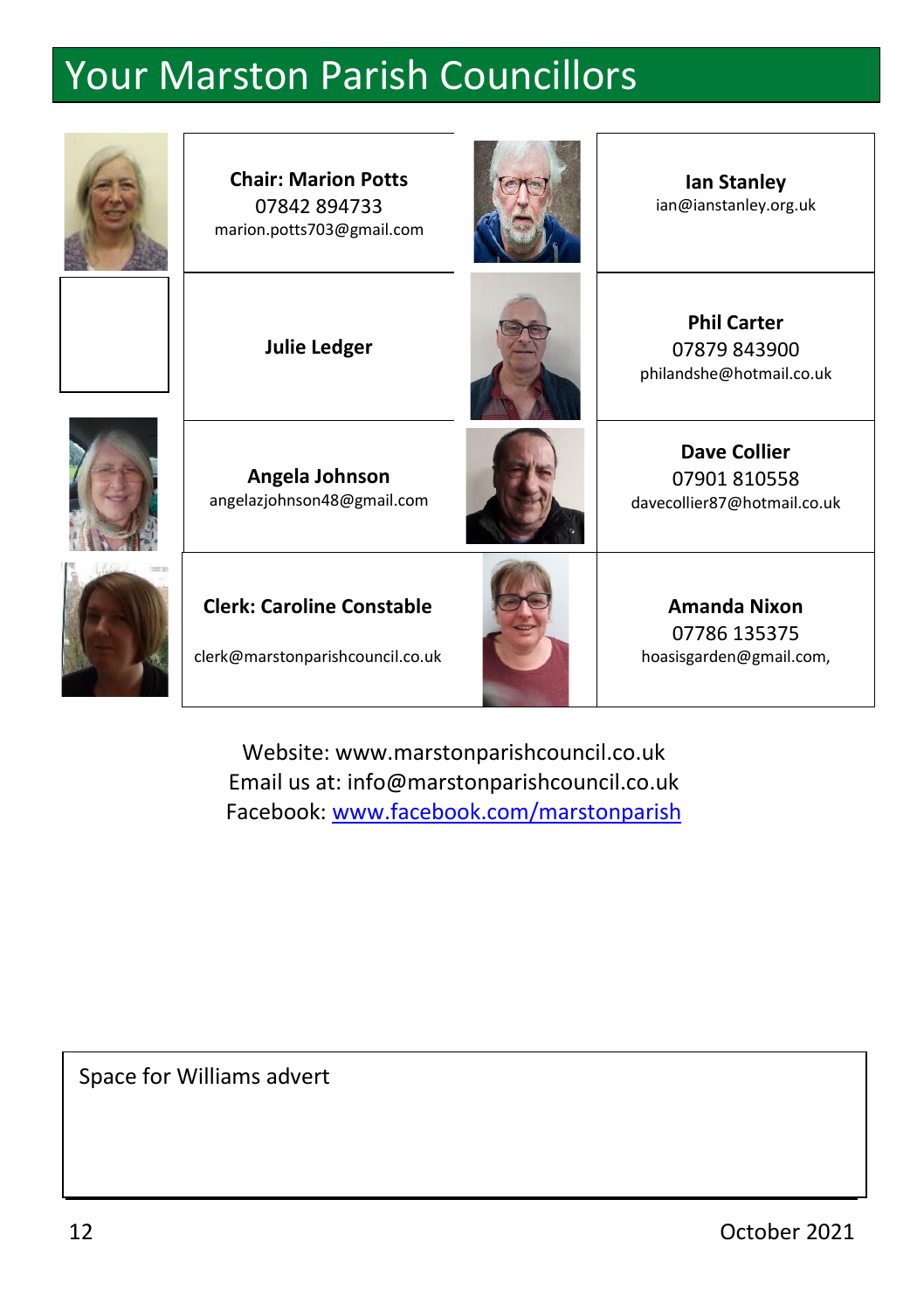# Your Marston Parish Councillors

| | | | |
|---|---|---|---|
| | **Chair: Marion Potts**<br>07842 894733<br>marion.potts703@gmail.com | | **Ian Stanley**<br>ian@ianstanley.org.uk |
| | **Julie Ledger** | | **Phil Carter**<br>07879 843900<br>philandshe@hotmail.co.uk |
| | **Angela Johnson**<br>angelazjohnson48@gmail.com | | **Dave Collier**<br>07901 810558<br>davecollier87@hotmail.co.uk |
| | **Clerk: Caroline Constable**<br>clerk@marstonparishcouncil.co.uk | | **Amanda Nixon**<br>07786 135375<br>hoasisgarden@gmail.com, |

Website: www.marstonparishcouncil.co.uk
Email us at: info@marstonparishcouncil.co.uk
Facebook: [www.facebook.com/marstonparish](www.facebook.com/marstonparish)

Space for Williams advert

October 2021